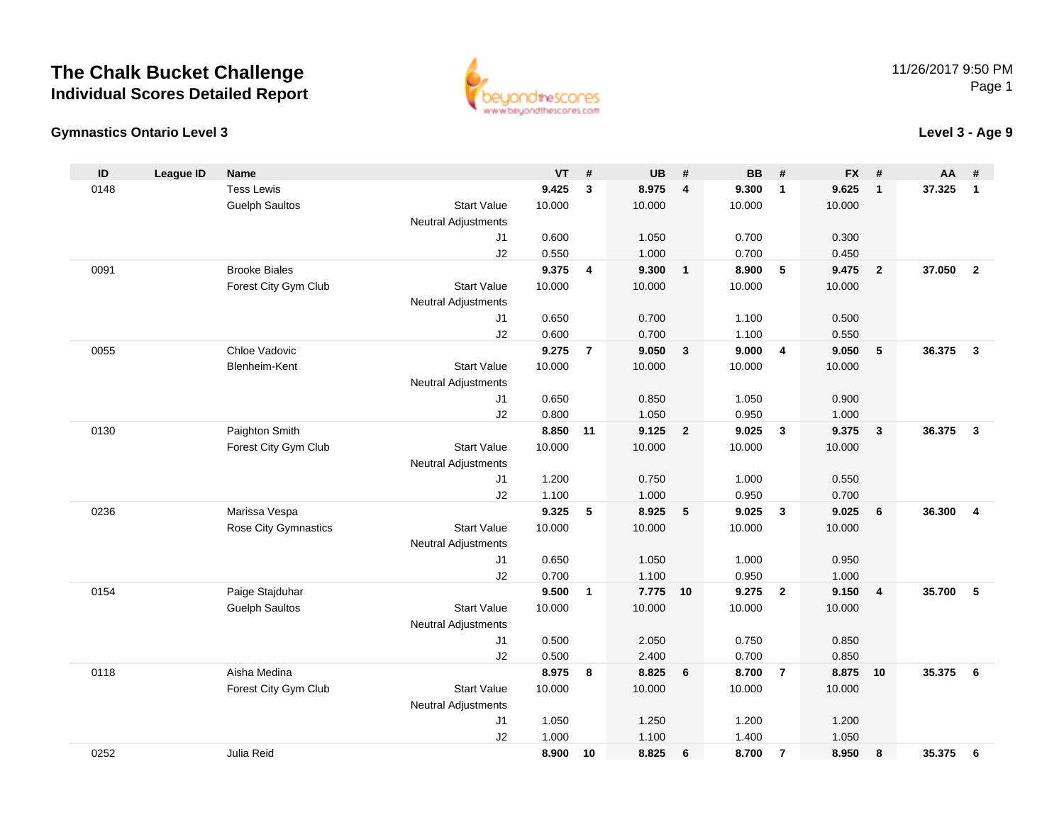# The Chalk Bucket Challenge

## Individual Scores Detailed Report

11/26/2017 9:50 PM

### Gymnastics Ontario Level 3

### Level 3 - Age 9

| ID | League ID | Name | | VT | # | UB | # | BB | # | FX | # | AA | # |
|---|---|---|---|---|---|---|---|---|---|---|---|---|---|
| 0148 | | Tess Lewis | | **9.425** | **3** | **8.975** | **4** | **9.300** | **1** | **9.625** | **1** | **37.325** | **1** |
| | | Guelph Saultos | Start Value | 10.000 | | 10.000 | | 10.000 | | 10.000 | | | |
| | | | Neutral Adjustments | | | | | | | | | | |
| | | | J1 | 0.600 | | 1.050 | | 0.700 | | 0.300 | | | |
| | | | J2 | 0.550 | | 1.000 | | 0.700 | | 0.450 | | | |
| 0091 | | Brooke Biales | | **9.375** | **4** | **9.300** | **1** | **8.900** | **5** | **9.475** | **2** | **37.050** | **2** |
| | | Forest City Gym Club | Start Value | 10.000 | | 10.000 | | 10.000 | | 10.000 | | | |
| | | | Neutral Adjustments | | | | | | | | | | |
| | | | J1 | 0.650 | | 0.700 | | 1.100 | | 0.500 | | | |
| | | | J2 | 0.600 | | 0.700 | | 1.100 | | 0.550 | | | |
| 0055 | | Chloe Vadovic | | **9.275** | **7** | **9.050** | **3** | **9.000** | **4** | **9.050** | **5** | **36.375** | **3** |
| | | Blenheim-Kent | Start Value | 10.000 | | 10.000 | | 10.000 | | 10.000 | | | |
| | | | Neutral Adjustments | | | | | | | | | | |
| | | | J1 | 0.650 | | 0.850 | | 1.050 | | 0.900 | | | |
| | | | J2 | 0.800 | | 1.050 | | 0.950 | | 1.000 | | | |
| 0130 | | Paighton Smith | | **8.850** | **11** | **9.125** | **2** | **9.025** | **3** | **9.375** | **3** | **36.375** | **3** |
| | | Forest City Gym Club | Start Value | 10.000 | | 10.000 | | 10.000 | | 10.000 | | | |
| | | | Neutral Adjustments | | | | | | | | | | |
| | | | J1 | 1.200 | | 0.750 | | 1.000 | | 0.550 | | | |
| | | | J2 | 1.100 | | 1.000 | | 0.950 | | 0.700 | | | |
| 0236 | | Marissa Vespa | | **9.325** | **5** | **8.925** | **5** | **9.025** | **3** | **9.025** | **6** | **36.300** | **4** |
| | | Rose City Gymnastics | Start Value | 10.000 | | 10.000 | | 10.000 | | 10.000 | | | |
| | | | Neutral Adjustments | | | | | | | | | | |
| | | | J1 | 0.650 | | 1.050 | | 1.000 | | 0.950 | | | |
| | | | J2 | 0.700 | | 1.100 | | 0.950 | | 1.000 | | | |
| 0154 | | Paige Stajduhar | | **9.500** | **1** | **7.775** | **10** | **9.275** | **2** | **9.150** | **4** | **35.700** | **5** |
| | | Guelph Saultos | Start Value | 10.000 | | 10.000 | | 10.000 | | 10.000 | | | |
| | | | Neutral Adjustments | | | | | | | | | | |
| | | | J1 | 0.500 | | 2.050 | | 0.750 | | 0.850 | | | |
| | | | J2 | 0.500 | | 2.400 | | 0.700 | | 0.850 | | | |
| 0118 | | Aisha Medina | | **8.975** | **8** | **8.825** | **6** | **8.700** | **7** | **8.875** | **10** | **35.375** | **6** |
| | | Forest City Gym Club | Start Value | 10.000 | | 10.000 | | 10.000 | | 10.000 | | | |
| | | | Neutral Adjustments | | | | | | | | | | |
| | | | J1 | 1.050 | | 1.250 | | 1.200 | | 1.200 | | | |
| | | | J2 | 1.000 | | 1.100 | | 1.400 | | 1.050 | | | |
| 0252 | | Julia Reid | | **8.900** | **10** | **8.825** | **6** | **8.700** | **7** | **8.950** | **8** | **35.375** | **6** |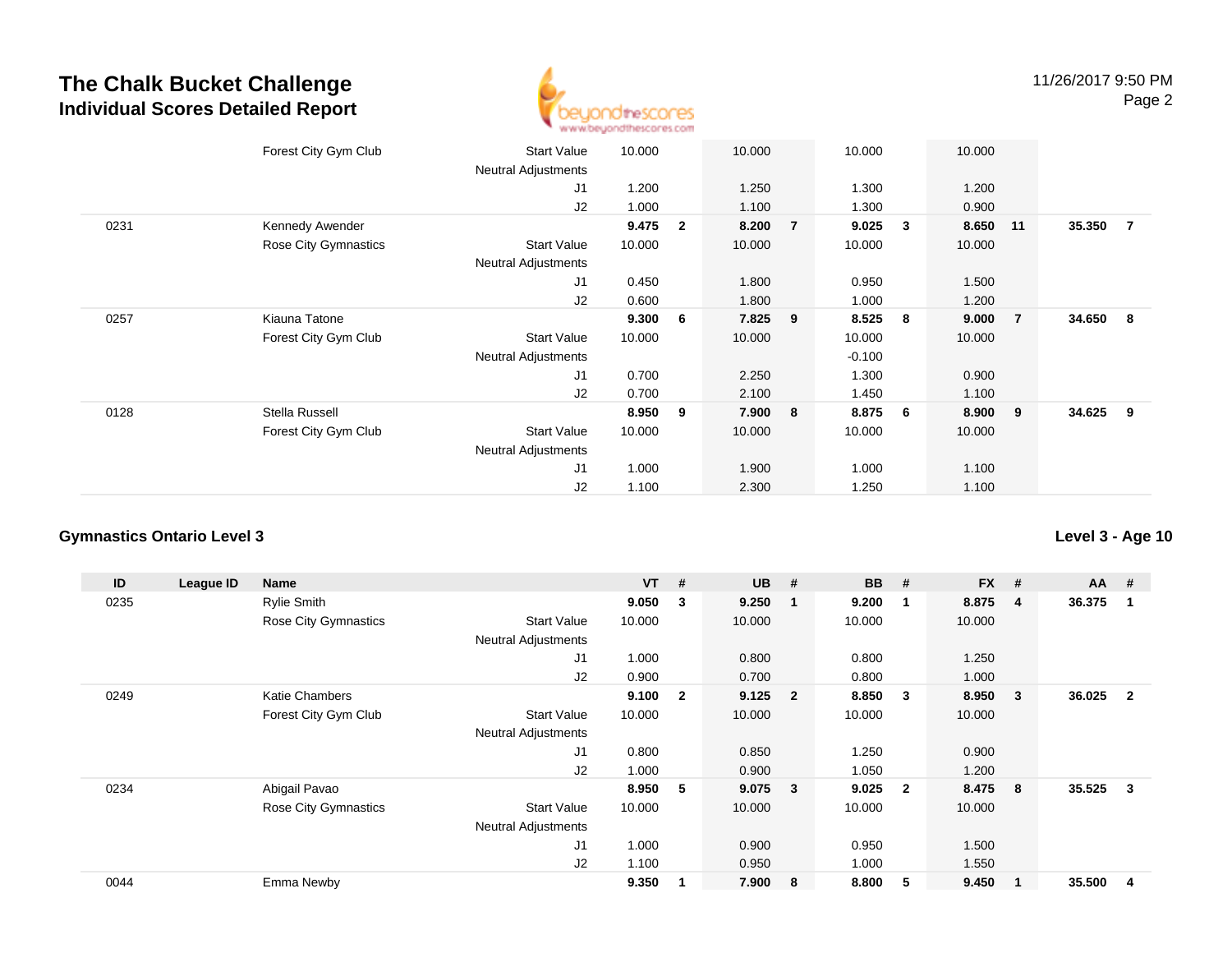# The Chalk Bucket Challenge
## Individual Scores Detailed Report

| ID | League ID | Name | | VT | # | UB | # | BB | # | FX | # | AA | # |
|---|---|---|---|---|---|---|---|---|---|---|---|---|---|
| | | Forest City Gym Club | Start Value | 10.000 | | 10.000 | | 10.000 | | 10.000 | | | |
| | | | Neutral Adjustments | | | | | | | | | | |
| | | | J1 | 1.200 | | 1.250 | | 1.300 | | 1.200 | | | |
| | | | J2 | 1.000 | | 1.100 | | 1.300 | | 0.900 | | | |
| 0231 | | Kennedy Awender | | **9.475** | **2** | **8.200** | **7** | **9.025** | **3** | **8.650** | **11** | **35.350** | **7** |
| | | Rose City Gymnastics | Start Value | 10.000 | | 10.000 | | 10.000 | | 10.000 | | | |
| | | | Neutral Adjustments | | | | | | | | | | |
| | | | J1 | 0.450 | | 1.800 | | 0.950 | | 1.500 | | | |
| | | | J2 | 0.600 | | 1.800 | | 1.000 | | 1.200 | | | |
| 0257 | | Kiauna Tatone | | **9.300** | **6** | **7.825** | **9** | **8.525** | **8** | **9.000** | **7** | **34.650** | **8** |
| | | Forest City Gym Club | Start Value | 10.000 | | 10.000 | | 10.000 | | 10.000 | | | |
| | | | Neutral Adjustments | | | | | -0.100 | | | | | |
| | | | J1 | 0.700 | | 2.250 | | 1.300 | | 0.900 | | | |
| | | | J2 | 0.700 | | 2.100 | | 1.450 | | 1.100 | | | |
| 0128 | | Stella Russell | | **8.950** | **9** | **7.900** | **8** | **8.875** | **6** | **8.900** | **9** | **34.625** | **9** |
| | | Forest City Gym Club | Start Value | 10.000 | | 10.000 | | 10.000 | | 10.000 | | | |
| | | | Neutral Adjustments | | | | | | | | | | |
| | | | J1 | 1.000 | | 1.900 | | 1.000 | | 1.100 | | | |
| | | | J2 | 1.100 | | 2.300 | | 1.250 | | 1.100 | | | |

### Gymnastics Ontario Level 3

**Level 3 - Age 10**

| ID | League ID | Name | | VT | # | UB | # | BB | # | FX | # | AA | # |
|---|---|---|---|---|---|---|---|---|---|---|---|---|---|
| 0235 | | Rylie Smith | | **9.050** | **3** | **9.250** | **1** | **9.200** | **1** | **8.875** | **4** | **36.375** | **1** |
| | | Rose City Gymnastics | Start Value | 10.000 | | 10.000 | | 10.000 | | 10.000 | | | |
| | | | Neutral Adjustments | | | | | | | | | | |
| | | | J1 | 1.000 | | 0.800 | | 0.800 | | 1.250 | | | |
| | | | J2 | 0.900 | | 0.700 | | 0.800 | | 1.000 | | | |
| 0249 | | Katie Chambers | | **9.100** | **2** | **9.125** | **2** | **8.850** | **3** | **8.950** | **3** | **36.025** | **2** |
| | | Forest City Gym Club | Start Value | 10.000 | | 10.000 | | 10.000 | | 10.000 | | | |
| | | | Neutral Adjustments | | | | | | | | | | |
| | | | J1 | 0.800 | | 0.850 | | 1.250 | | 0.900 | | | |
| | | | J2 | 1.000 | | 0.900 | | 1.050 | | 1.200 | | | |
| 0234 | | Abigail Pavao | | **8.950** | **5** | **9.075** | **3** | **9.025** | **2** | **8.475** | **8** | **35.525** | **3** |
| | | Rose City Gymnastics | Start Value | 10.000 | | 10.000 | | 10.000 | | 10.000 | | | |
| | | | Neutral Adjustments | | | | | | | | | | |
| | | | J1 | 1.000 | | 0.900 | | 0.950 | | 1.500 | | | |
| | | | J2 | 1.100 | | 0.950 | | 1.000 | | 1.550 | | | |
| 0044 | | Emma Newby | | **9.350** | **1** | **7.900** | **8** | **8.800** | **5** | **9.450** | **1** | **35.500** | **4** |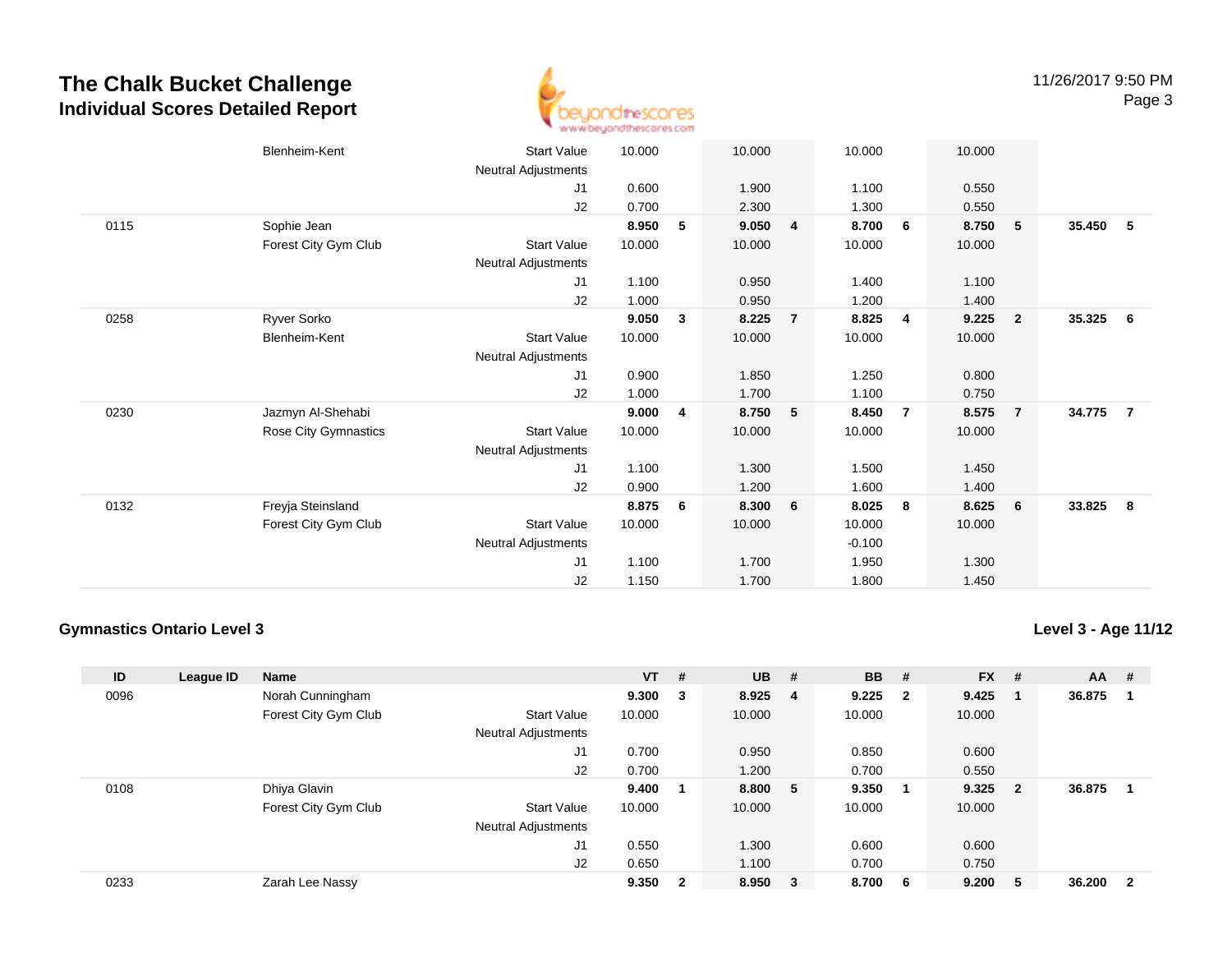# The Chalk Bucket Challenge
## Individual Scores Detailed Report

| ID | League ID | Name | | VT | # | UB | # | BB | # | FX | # | AA | # |
|---|---|---|---|---|---|---|---|---|---|---|---|---|---|
| | | Blenheim-Kent | Start Value | 10.000 | | 10.000 | | 10.000 | | 10.000 | | | |
| | | | Neutral Adjustments | | | | | | | | | | |
| | | | J1 | 0.600 | | 1.900 | | 1.100 | | 0.550 | | | |
| | | | J2 | 0.700 | | 2.300 | | 1.300 | | 0.550 | | | |
| 0115 | | Sophie Jean | | **8.950** | **5** | **9.050** | **4** | **8.700** | **6** | **8.750** | **5** | **35.450** | **5** |
| | | Forest City Gym Club | Start Value | 10.000 | | 10.000 | | 10.000 | | 10.000 | | | |
| | | | Neutral Adjustments | | | | | | | | | | |
| | | | J1 | 1.100 | | 0.950 | | 1.400 | | 1.100 | | | |
| | | | J2 | 1.000 | | 0.950 | | 1.200 | | 1.400 | | | |
| 0258 | | Ryver Sorko | | **9.050** | **3** | **8.225** | **7** | **8.825** | **4** | **9.225** | **2** | **35.325** | **6** |
| | | Blenheim-Kent | Start Value | 10.000 | | 10.000 | | 10.000 | | 10.000 | | | |
| | | | Neutral Adjustments | | | | | | | | | | |
| | | | J1 | 0.900 | | 1.850 | | 1.250 | | 0.800 | | | |
| | | | J2 | 1.000 | | 1.700 | | 1.100 | | 0.750 | | | |
| 0230 | | Jazmyn Al-Shehabi | | **9.000** | **4** | **8.750** | **5** | **8.450** | **7** | **8.575** | **7** | **34.775** | **7** |
| | | Rose City Gymnastics | Start Value | 10.000 | | 10.000 | | 10.000 | | 10.000 | | | |
| | | | Neutral Adjustments | | | | | | | | | | |
| | | | J1 | 1.100 | | 1.300 | | 1.500 | | 1.450 | | | |
| | | | J2 | 0.900 | | 1.200 | | 1.600 | | 1.400 | | | |
| 0132 | | Freyja Steinsland | | **8.875** | **6** | **8.300** | **6** | **8.025** | **8** | **8.625** | **6** | **33.825** | **8** |
| | | Forest City Gym Club | Start Value | 10.000 | | 10.000 | | 10.000 | | 10.000 | | | |
| | | | Neutral Adjustments | | | | | -0.100 | | | | | |
| | | | J1 | 1.100 | | 1.700 | | 1.950 | | 1.300 | | | |
| | | | J2 | 1.150 | | 1.700 | | 1.800 | | 1.450 | | | |

### Gymnastics Ontario Level 3

**Level 3 - Age 11/12**

| ID | League ID | Name | | VT | # | UB | # | BB | # | FX | # | AA | # |
|---|---|---|---|---|---|---|---|---|---|---|---|---|---|
| 0096 | | Norah Cunningham | | **9.300** | **3** | **8.925** | **4** | **9.225** | **2** | **9.425** | **1** | **36.875** | **1** |
| | | Forest City Gym Club | Start Value | 10.000 | | 10.000 | | 10.000 | | 10.000 | | | |
| | | | Neutral Adjustments | | | | | | | | | | |
| | | | J1 | 0.700 | | 0.950 | | 0.850 | | 0.600 | | | |
| | | | J2 | 0.700 | | 1.200 | | 0.700 | | 0.550 | | | |
| 0108 | | Dhiya Glavin | | **9.400** | **1** | **8.800** | **5** | **9.350** | **1** | **9.325** | **2** | **36.875** | **1** |
| | | Forest City Gym Club | Start Value | 10.000 | | 10.000 | | 10.000 | | 10.000 | | | |
| | | | Neutral Adjustments | | | | | | | | | | |
| | | | J1 | 0.550 | | 1.300 | | 0.600 | | 0.600 | | | |
| | | | J2 | 0.650 | | 1.100 | | 0.700 | | 0.750 | | | |
| 0233 | | Zarah Lee Nassy | | **9.350** | **2** | **8.950** | **3** | **8.700** | **6** | **9.200** | **5** | **36.200** | **2** |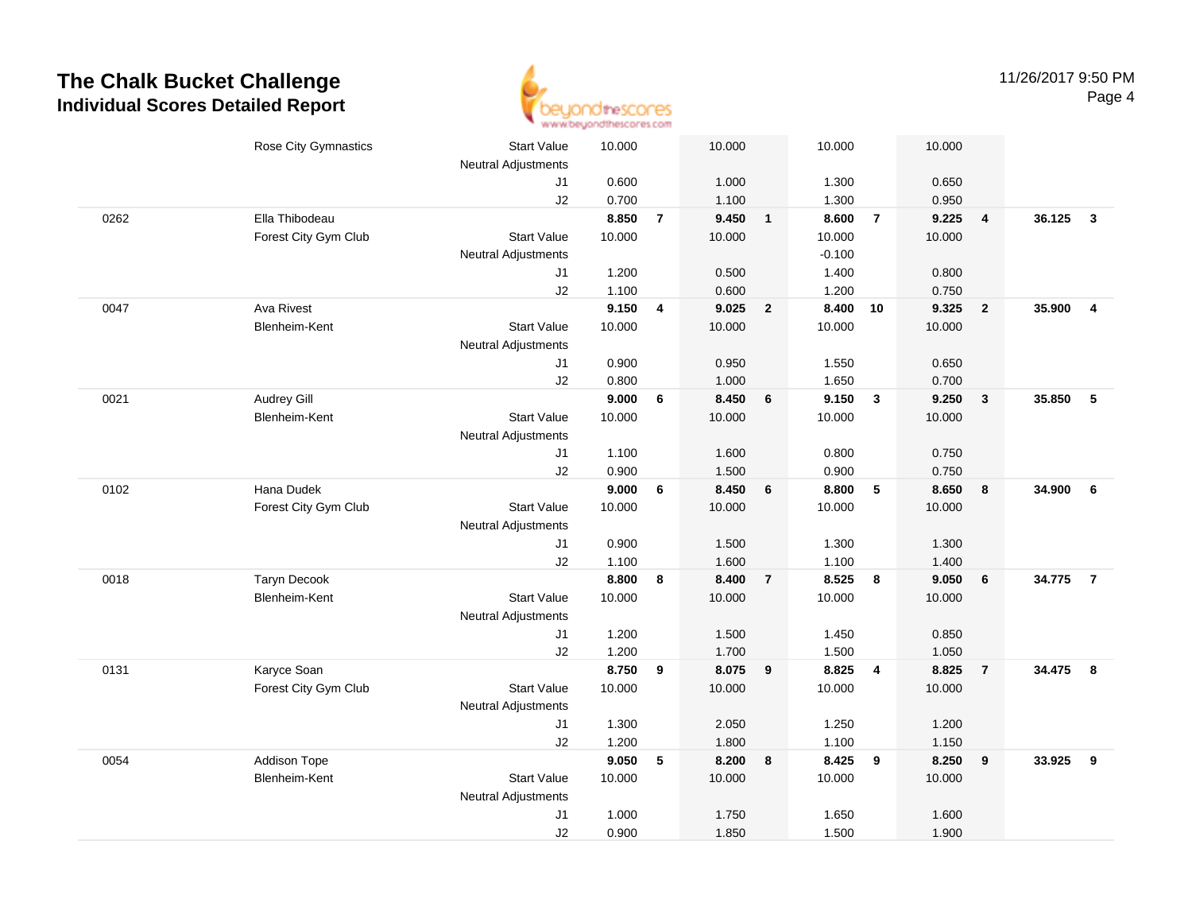# The Chalk Bucket Challenge
## Individual Scores Detailed Report

11/26/2017 9:50 PM

| | | | | | | | | | | | |
|---|---|---|---|---|---|---|---|---|---|---|---|
| | Rose City Gymnastics | Start Value | 10.000 | | 10.000 | | 10.000 | | 10.000 | | | |
| | | Neutral Adjustments | | | | | | | | | | |
| | | J1 | 0.600 | | 1.000 | | 1.300 | | 0.650 | | | |
| | | J2 | 0.700 | | 1.100 | | 1.300 | | 0.950 | | | |
| 0262 | Ella Thibodeau | | **8.850** | **7** | **9.450** | **1** | **8.600** | **7** | **9.225** | **4** | **36.125** | **3** |
| | Forest City Gym Club | Start Value | 10.000 | | 10.000 | | 10.000 | | 10.000 | | | |
| | | Neutral Adjustments | | | | | -0.100 | | | | | |
| | | J1 | 1.200 | | 0.500 | | 1.400 | | 0.800 | | | |
| | | J2 | 1.100 | | 0.600 | | 1.200 | | 0.750 | | | |
| 0047 | Ava Rivest | | **9.150** | **4** | **9.025** | **2** | **8.400** | **10** | **9.325** | **2** | **35.900** | **4** |
| | Blenheim-Kent | Start Value | 10.000 | | 10.000 | | 10.000 | | 10.000 | | | |
| | | Neutral Adjustments | | | | | | | | | | |
| | | J1 | 0.900 | | 0.950 | | 1.550 | | 0.650 | | | |
| | | J2 | 0.800 | | 1.000 | | 1.650 | | 0.700 | | | |
| 0021 | Audrey Gill | | **9.000** | **6** | **8.450** | **6** | **9.150** | **3** | **9.250** | **3** | **35.850** | **5** |
| | Blenheim-Kent | Start Value | 10.000 | | 10.000 | | 10.000 | | 10.000 | | | |
| | | Neutral Adjustments | | | | | | | | | | |
| | | J1 | 1.100 | | 1.600 | | 0.800 | | 0.750 | | | |
| | | J2 | 0.900 | | 1.500 | | 0.900 | | 0.750 | | | |
| 0102 | Hana Dudek | | **9.000** | **6** | **8.450** | **6** | **8.800** | **5** | **8.650** | **8** | **34.900** | **6** |
| | Forest City Gym Club | Start Value | 10.000 | | 10.000 | | 10.000 | | 10.000 | | | |
| | | Neutral Adjustments | | | | | | | | | | |
| | | J1 | 0.900 | | 1.500 | | 1.300 | | 1.300 | | | |
| | | J2 | 1.100 | | 1.600 | | 1.100 | | 1.400 | | | |
| 0018 | Taryn Decook | | **8.800** | **8** | **8.400** | **7** | **8.525** | **8** | **9.050** | **6** | **34.775** | **7** |
| | Blenheim-Kent | Start Value | 10.000 | | 10.000 | | 10.000 | | 10.000 | | | |
| | | Neutral Adjustments | | | | | | | | | | |
| | | J1 | 1.200 | | 1.500 | | 1.450 | | 0.850 | | | |
| | | J2 | 1.200 | | 1.700 | | 1.500 | | 1.050 | | | |
| 0131 | Karyce Soan | | **8.750** | **9** | **8.075** | **9** | **8.825** | **4** | **8.825** | **7** | **34.475** | **8** |
| | Forest City Gym Club | Start Value | 10.000 | | 10.000 | | 10.000 | | 10.000 | | | |
| | | Neutral Adjustments | | | | | | | | | | |
| | | J1 | 1.300 | | 2.050 | | 1.250 | | 1.200 | | | |
| | | J2 | 1.200 | | 1.800 | | 1.100 | | 1.150 | | | |
| 0054 | Addison Tope | | **9.050** | **5** | **8.200** | **8** | **8.425** | **9** | **8.250** | **9** | **33.925** | **9** |
| | Blenheim-Kent | Start Value | 10.000 | | 10.000 | | 10.000 | | 10.000 | | | |
| | | Neutral Adjustments | | | | | | | | | | |
| | | J1 | 1.000 | | 1.750 | | 1.650 | | 1.600 | | | |
| | | J2 | 0.900 | | 1.850 | | 1.500 | | 1.900 | | | |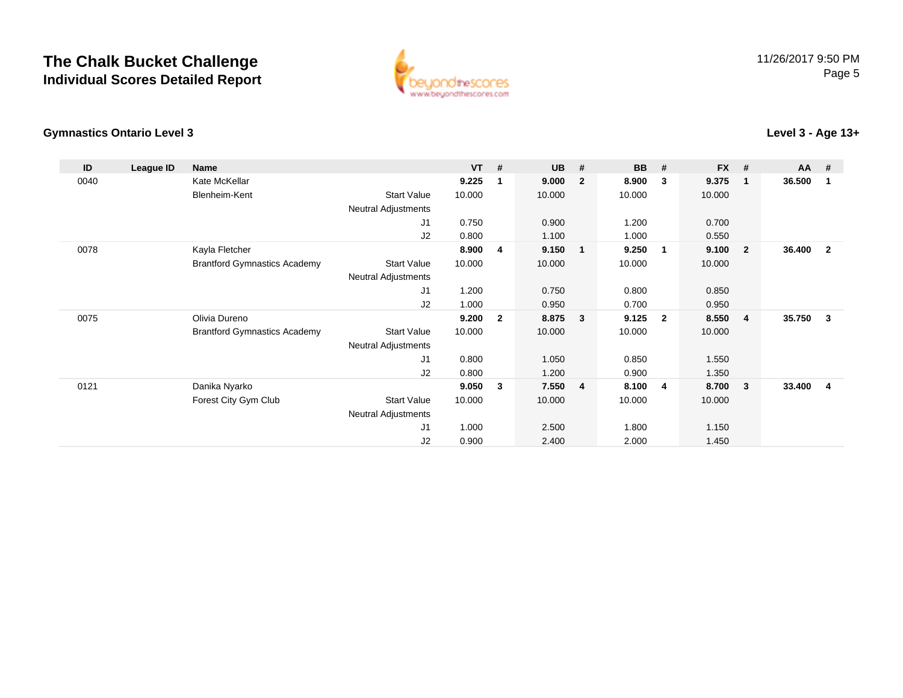# The Chalk Bucket Challenge
## Individual Scores Detailed Report

11/26/2017 9:50 PM

### Gymnastics Ontario Level 3

### Level 3 - Age 13+

| ID | League ID | Name | | VT | # | UB | # | BB | # | FX | # | AA | # |
|---|---|---|---|---|---|---|---|---|---|---|---|---|---|
| 0040 | | Kate McKellar | | **9.225** | **1** | **9.000** | **2** | **8.900** | **3** | **9.375** | **1** | **36.500** | **1** |
| | | Blenheim-Kent | Start Value | 10.000 | | 10.000 | | 10.000 | | 10.000 | | | |
| | | | Neutral Adjustments | | | | | | | | | | |
| | | | J1 | 0.750 | | 0.900 | | 1.200 | | 0.700 | | | |
| | | | J2 | 0.800 | | 1.100 | | 1.000 | | 0.550 | | | |
| 0078 | | Kayla Fletcher | | **8.900** | **4** | **9.150** | **1** | **9.250** | **1** | **9.100** | **2** | **36.400** | **2** |
| | | Brantford Gymnastics Academy | Start Value | 10.000 | | 10.000 | | 10.000 | | 10.000 | | | |
| | | | Neutral Adjustments | | | | | | | | | | |
| | | | J1 | 1.200 | | 0.750 | | 0.800 | | 0.850 | | | |
| | | | J2 | 1.000 | | 0.950 | | 0.700 | | 0.950 | | | |
| 0075 | | Olivia Dureno | | **9.200** | **2** | **8.875** | **3** | **9.125** | **2** | **8.550** | **4** | **35.750** | **3** |
| | | Brantford Gymnastics Academy | Start Value | 10.000 | | 10.000 | | 10.000 | | 10.000 | | | |
| | | | Neutral Adjustments | | | | | | | | | | |
| | | | J1 | 0.800 | | 1.050 | | 0.850 | | 1.550 | | | |
| | | | J2 | 0.800 | | 1.200 | | 0.900 | | 1.350 | | | |
| 0121 | | Danika Nyarko | | **9.050** | **3** | **7.550** | **4** | **8.100** | **4** | **8.700** | **3** | **33.400** | **4** |
| | | Forest City Gym Club | Start Value | 10.000 | | 10.000 | | 10.000 | | 10.000 | | | |
| | | | Neutral Adjustments | | | | | | | | | | |
| | | | J1 | 1.000 | | 2.500 | | 1.800 | | 1.150 | | | |
| | | | J2 | 0.900 | | 2.400 | | 2.000 | | 1.450 | | | |